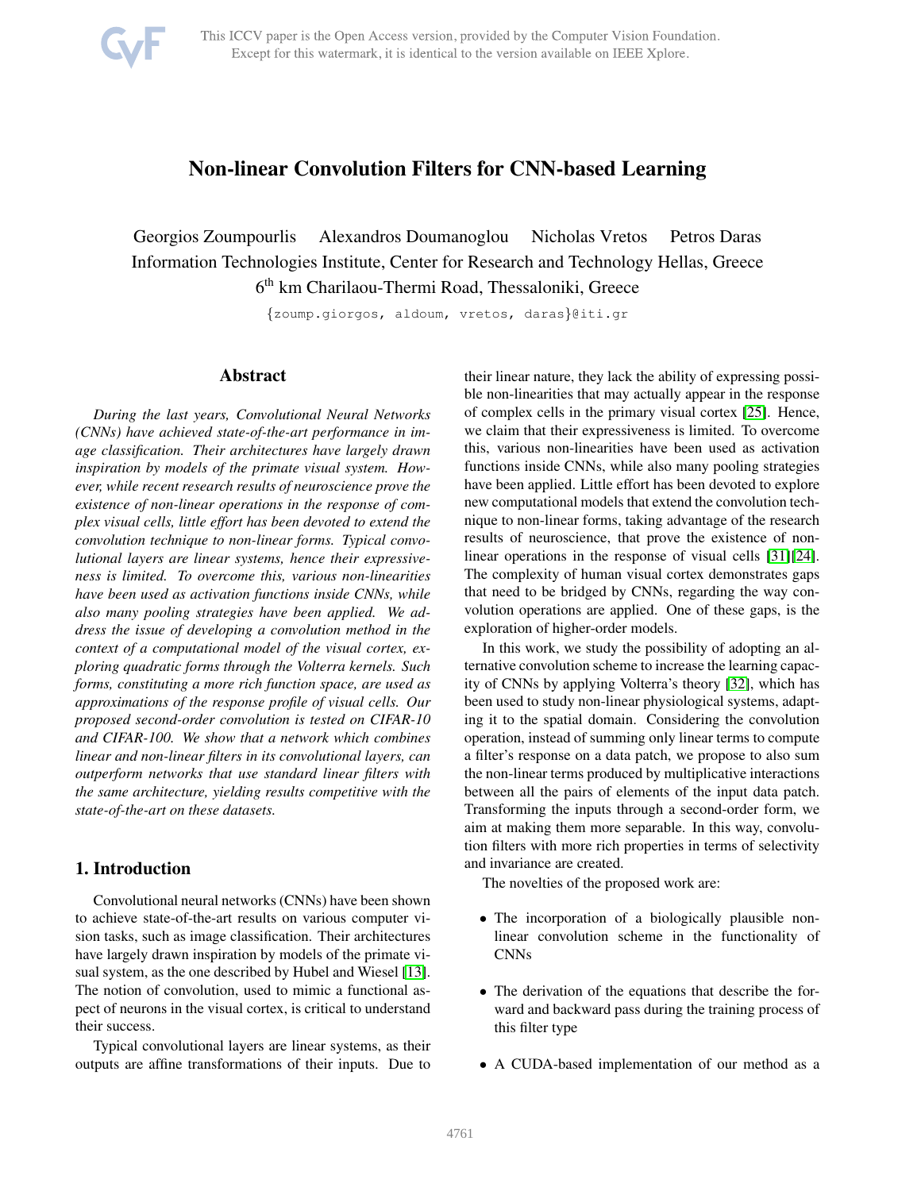# Non-linear Convolution Filters for CNN-based Learning

Georgios Zoumpourlis Alexandros Doumanoglou Nicholas Vretos Petros Daras
Information Technologies Institute, Center for Research and Technology Hellas, Greece
6th km Charilaou-Thermi Road, Thessaloniki, Greece

{zoump.giorgos, aldoum, vretos, daras}@iti.gr

## Abstract

*During the last years, Convolutional Neural Networks (CNNs) have achieved state-of-the-art performance in image classification. Their architectures have largely drawn inspiration by models of the primate visual system. However, while recent research results of neuroscience prove the existence of non-linear operations in the response of complex visual cells, little effort has been devoted to extend the convolution technique to non-linear forms. Typical convolutional layers are linear systems, hence their expressiveness is limited. To overcome this, various non-linearities have been used as activation functions inside CNNs, while also many pooling strategies have been applied. We address the issue of developing a convolution method in the context of a computational model of the visual cortex, exploring quadratic forms through the Volterra kernels. Such forms, constituting a more rich function space, are used as approximations of the response profile of visual cells. Our proposed second-order convolution is tested on CIFAR-10 and CIFAR-100. We show that a network which combines linear and non-linear filters in its convolutional layers, can outperform networks that use standard linear filters with the same architecture, yielding results competitive with the state-of-the-art on these datasets.*

## 1. Introduction

Convolutional neural networks (CNNs) have been shown to achieve state-of-the-art results on various computer vision tasks, such as image classification. Their architectures have largely drawn inspiration by models of the primate visual system, as the one described by Hubel and Wiesel [13]. The notion of convolution, used to mimic a functional aspect of neurons in the visual cortex, is critical to understand their success.

Typical convolutional layers are linear systems, as their outputs are affine transformations of their inputs. Due to their linear nature, they lack the ability of expressing possible non-linearities that may actually appear in the response of complex cells in the primary visual cortex [25]. Hence, we claim that their expressiveness is limited. To overcome this, various non-linearities have been used as activation functions inside CNNs, while also many pooling strategies have been applied. Little effort has been devoted to explore new computational models that extend the convolution technique to non-linear forms, taking advantage of the research results of neuroscience, that prove the existence of non-linear operations in the response of visual cells [31][24]. The complexity of human visual cortex demonstrates gaps that need to be bridged by CNNs, regarding the way convolution operations are applied. One of these gaps, is the exploration of higher-order models.

In this work, we study the possibility of adopting an alternative convolution scheme to increase the learning capacity of CNNs by applying Volterra's theory [32], which has been used to study non-linear physiological systems, adapting it to the spatial domain. Considering the convolution operation, instead of summing only linear terms to compute a filter's response on a data patch, we propose to also sum the non-linear terms produced by multiplicative interactions between all the pairs of elements of the input data patch. Transforming the inputs through a second-order form, we aim at making them more separable. In this way, convolution filters with more rich properties in terms of selectivity and invariance are created.

The novelties of the proposed work are:

- The incorporation of a biologically plausible non-linear convolution scheme in the functionality of CNNs
- The derivation of the equations that describe the forward and backward pass during the training process of this filter type
- A CUDA-based implementation of our method as a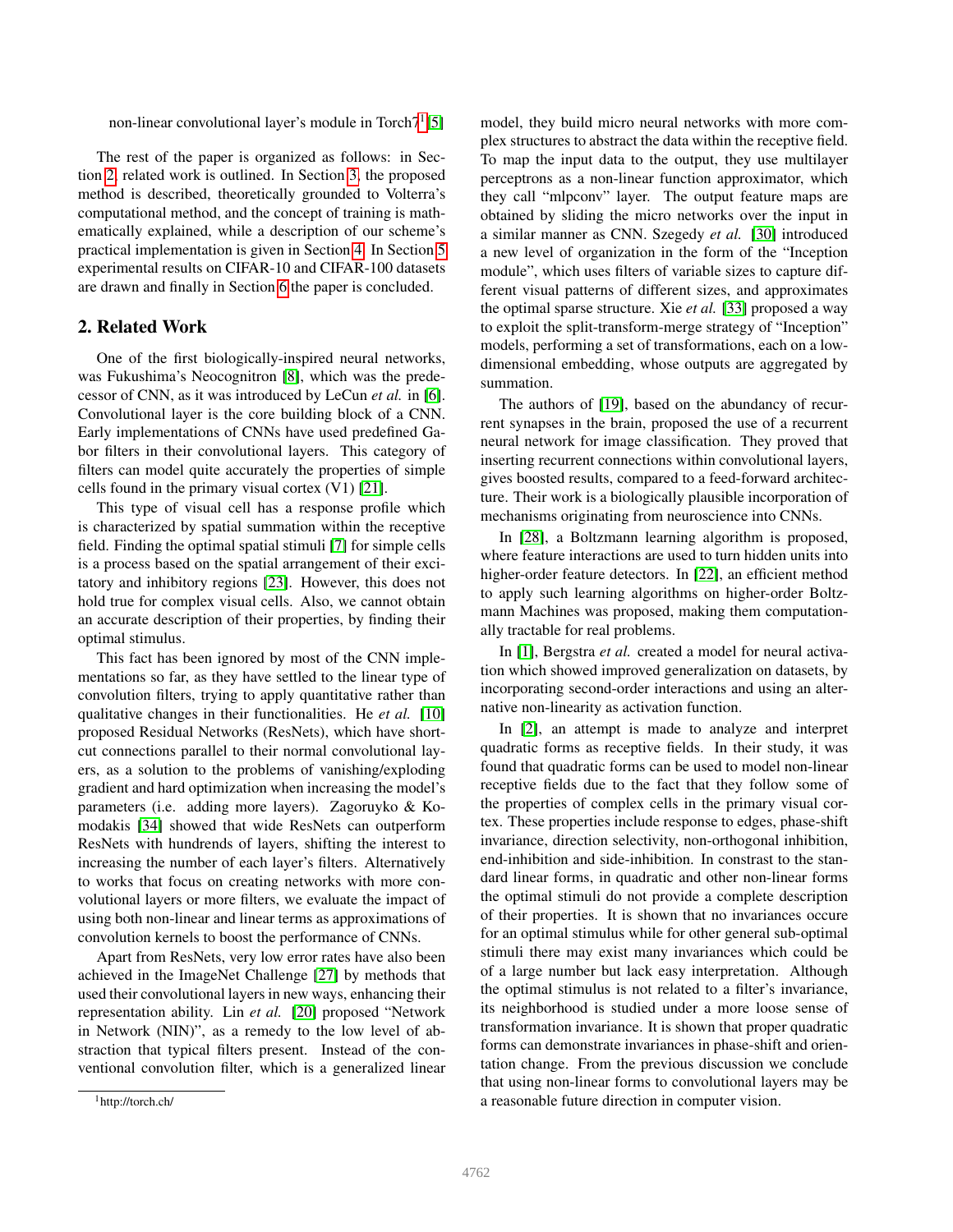non-linear convolutional layer's module in Torch7[1] [5]

The rest of the paper is organized as follows: in Section 2, related work is outlined. In Section 3, the proposed method is described, theoretically grounded to Volterra's computational method, and the concept of training is mathematically explained, while a description of our scheme's practical implementation is given in Section 4. In Section 5 experimental results on CIFAR-10 and CIFAR-100 datasets are drawn and finally in Section 6 the paper is concluded.

## 2. Related Work

One of the first biologically-inspired neural networks, was Fukushima's Neocognitron [8], which was the predecessor of CNN, as it was introduced by LeCun *et al.* in [6]. Convolutional layer is the core building block of a CNN. Early implementations of CNNs have used predefined Gabor filters in their convolutional layers. This category of filters can model quite accurately the properties of simple cells found in the primary visual cortex (V1) [21].

This type of visual cell has a response profile which is characterized by spatial summation within the receptive field. Finding the optimal spatial stimuli [7] for simple cells is a process based on the spatial arrangement of their excitatory and inhibitory regions [23]. However, this does not hold true for complex visual cells. Also, we cannot obtain an accurate description of their properties, by finding their optimal stimulus.

This fact has been ignored by most of the CNN implementations so far, as they have settled to the linear type of convolution filters, trying to apply quantitative rather than qualitative changes in their functionalities. He *et al.* [10] proposed Residual Networks (ResNets), which have shortcut connections parallel to their normal convolutional layers, as a solution to the problems of vanishing/exploding gradient and hard optimization when increasing the model's parameters (i.e. adding more layers). Zagoruyko & Komodakis [34] showed that wide ResNets can outperform ResNets with hundrends of layers, shifting the interest to increasing the number of each layer's filters. Alternatively to works that focus on creating networks with more convolutional layers or more filters, we evaluate the impact of using both non-linear and linear terms as approximations of convolution kernels to boost the performance of CNNs.

Apart from ResNets, very low error rates have also been achieved in the ImageNet Challenge [27] by methods that used their convolutional layers in new ways, enhancing their representation ability. Lin *et al.* [20] proposed "Network in Network (NIN)", as a remedy to the low level of abstraction that typical filters present. Instead of the conventional convolution filter, which is a generalized linear model, they build micro neural networks with more complex structures to abstract the data within the receptive field. To map the input data to the output, they use multilayer perceptrons as a non-linear function approximator, which they call "mlpconv" layer. The output feature maps are obtained by sliding the micro networks over the input in a similar manner as CNN. Szegedy *et al.* [30] introduced a new level of organization in the form of the "Inception module", which uses filters of variable sizes to capture different visual patterns of different sizes, and approximates the optimal sparse structure. Xie *et al.* [33] proposed a way to exploit the split-transform-merge strategy of "Inception" models, performing a set of transformations, each on a low-dimensional embedding, whose outputs are aggregated by summation.

The authors of [19], based on the abundancy of recurrent synapses in the brain, proposed the use of a recurrent neural network for image classification. They proved that inserting recurrent connections within convolutional layers, gives boosted results, compared to a feed-forward architecture. Their work is a biologically plausible incorporation of mechanisms originating from neuroscience into CNNs.

In [28], a Boltzmann learning algorithm is proposed, where feature interactions are used to turn hidden units into higher-order feature detectors. In [22], an efficient method to apply such learning algorithms on higher-order Boltzmann Machines was proposed, making them computationally tractable for real problems.

In [1], Bergstra *et al.* created a model for neural activation which showed improved generalization on datasets, by incorporating second-order interactions and using an alternative non-linearity as activation function.

In [2], an attempt is made to analyze and interpret quadratic forms as receptive fields. In their study, it was found that quadratic forms can be used to model non-linear receptive fields due to the fact that they follow some of the properties of complex cells in the primary visual cortex. These properties include response to edges, phase-shift invariance, direction selectivity, non-orthogonal inhibition, end-inhibition and side-inhibition. In constrast to the standard linear forms, in quadratic and other non-linear forms the optimal stimuli do not provide a complete description of their properties. It is shown that no invariances occure for an optimal stimulus while for other general sub-optimal stimuli there may exist many invariances which could be of a large number but lack easy interpretation. Although the optimal stimulus is not related to a filter's invariance, its neighborhood is studied under a more loose sense of transformation invariance. It is shown that proper quadratic forms can demonstrate invariances in phase-shift and orientation change. From the previous discussion we conclude that using non-linear forms to convolutional layers may be a reasonable future direction in computer vision.

[1] http://torch.ch/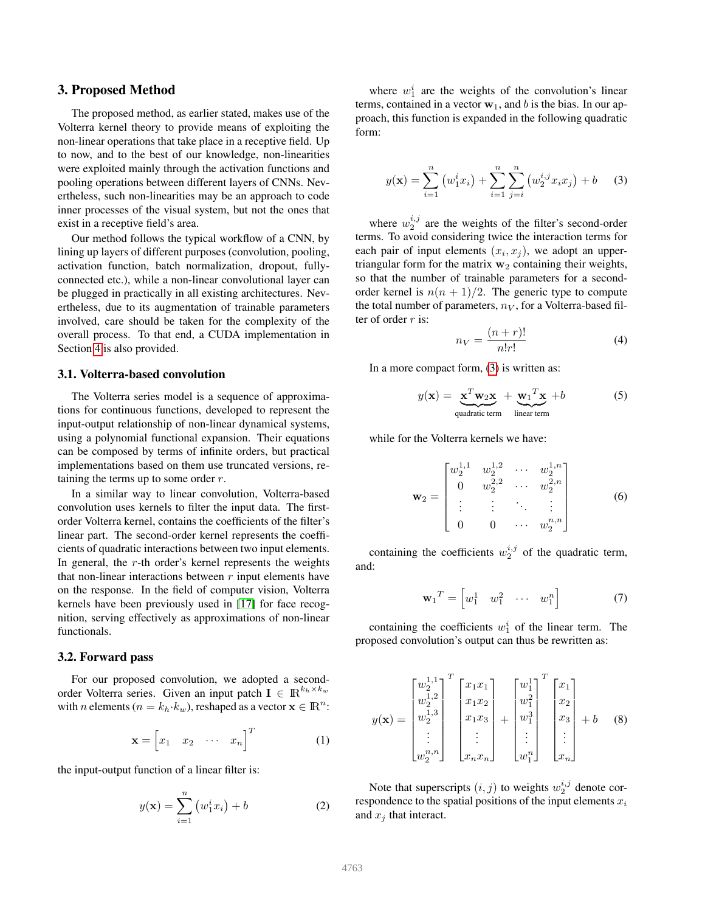## 3. Proposed Method

The proposed method, as earlier stated, makes use of the Volterra kernel theory to provide means of exploiting the non-linear operations that take place in a receptive field. Up to now, and to the best of our knowledge, non-linearities were exploited mainly through the activation functions and pooling operations between different layers of CNNs. Nevertheless, such non-linearities may be an approach to code inner processes of the visual system, but not the ones that exist in a receptive field's area.

Our method follows the typical workflow of a CNN, by lining up layers of different purposes (convolution, pooling, activation function, batch normalization, dropout, fully-connected etc.), while a non-linear convolutional layer can be plugged in practically in all existing architectures. Nevertheless, due to its augmentation of trainable parameters involved, care should be taken for the complexity of the overall process. To that end, a CUDA implementation in Section 4 is also provided.

### 3.1. Volterra-based convolution

The Volterra series model is a sequence of approximations for continuous functions, developed to represent the input-output relationship of non-linear dynamical systems, using a polynomial functional expansion. Their equations can be composed by terms of infinite orders, but practical implementations based on them use truncated versions, retaining the terms up to some order $r$.

In a similar way to linear convolution, Volterra-based convolution uses kernels to filter the input data. The first-order Volterra kernel, contains the coefficients of the filter's linear part. The second-order kernel represents the coefficients of quadratic interactions between two input elements. In general, the $r$-th order's kernel represents the weights that non-linear interactions between $r$ input elements have on the response. In the field of computer vision, Volterra kernels have been previously used in [17] for face recognition, serving effectively as approximations of non-linear functionals.

### 3.2. Forward pass

For our proposed convolution, we adopted a second-order Volterra series. Given an input patch $\mathbf{I} \in \mathbb{R}^{k_h \times k_w}$ with $n$ elements ($n = k_h \cdot k_w$), reshaped as a vector $\mathbf{x} \in \mathbb{R}^n$:

$$\mathbf{x} = \begin{bmatrix} x_1 & x_2 & \cdots & x_n \end{bmatrix}^T \tag{1}$$

the input-output function of a linear filter is:

$$y(\mathbf{x}) = \sum_{i=1}^{n} \left( w_1^i x_i \right) + b \tag{2}$$

where $w_1^i$ are the weights of the convolution's linear terms, contained in a vector $\mathbf{w}_1$, and $b$ is the bias. In our approach, this function is expanded in the following quadratic form:

$$y(\mathbf{x}) = \sum_{i=1}^{n} \left( w_1^i x_i \right) + \sum_{i=1}^{n} \sum_{j=i}^{n} \left( w_2^{i,j} x_i x_j \right) + b \tag{3}$$

where $w_2^{i,j}$ are the weights of the filter's second-order terms. To avoid considering twice the interaction terms for each pair of input elements $(x_i, x_j)$, we adopt an upper-triangular form for the matrix $\mathbf{w}_2$ containing their weights, so that the number of trainable parameters for a second-order kernel is $n(n+1)/2$. The generic type to compute the total number of parameters, $n_V$, for a Volterra-based filter of order $r$ is:

$$n_V = \frac{(n+r)!}{n!r!} \tag{4}$$

In a more compact form, (3) is written as:

$$y(\mathbf{x}) = \underbrace{\mathbf{x}^T \mathbf{w}_2 \mathbf{x}}_{\text{quadratic term}} + \underbrace{\mathbf{w}_1{}^T \mathbf{x}}_{\text{linear term}} + b \tag{5}$$

while for the Volterra kernels we have:

$$\mathbf{w}_2 = \begin{bmatrix} w_2^{1,1} & w_2^{1,2} & \cdots & w_2^{1,n} \\ 0 & w_2^{2,2} & \cdots & w_2^{2,n} \\ \vdots & \vdots & \ddots & \vdots \\ 0 & 0 & \cdots & w_2^{n,n} \end{bmatrix} \tag{6}$$

containing the coefficients $w_2^{i,j}$ of the quadratic term, and:

$$\mathbf{w}_1{}^T = \begin{bmatrix} w_1^1 & w_1^2 & \cdots & w_1^n \end{bmatrix} \tag{7}$$

containing the coefficients $w_1^i$ of the linear term. The proposed convolution's output can thus be rewritten as:

$$y(\mathbf{x}) = \begin{bmatrix} w_2^{1,1} \\ w_2^{1,2} \\ w_2^{1,3} \\ \vdots \\ w_2^{n,n} \end{bmatrix}^T \begin{bmatrix} x_1 x_1 \\ x_1 x_2 \\ x_1 x_3 \\ \vdots \\ x_n x_n \end{bmatrix} + \begin{bmatrix} w_1^1 \\ w_1^2 \\ w_1^3 \\ \vdots \\ w_1^n \end{bmatrix}^T \begin{bmatrix} x_1 \\ x_2 \\ x_3 \\ \vdots \\ x_n \end{bmatrix} + b \tag{8}$$

Note that superscripts $(i, j)$ to weights $w_2^{i,j}$ denote correspondence to the spatial positions of the input elements $x_i$ and $x_j$ that interact.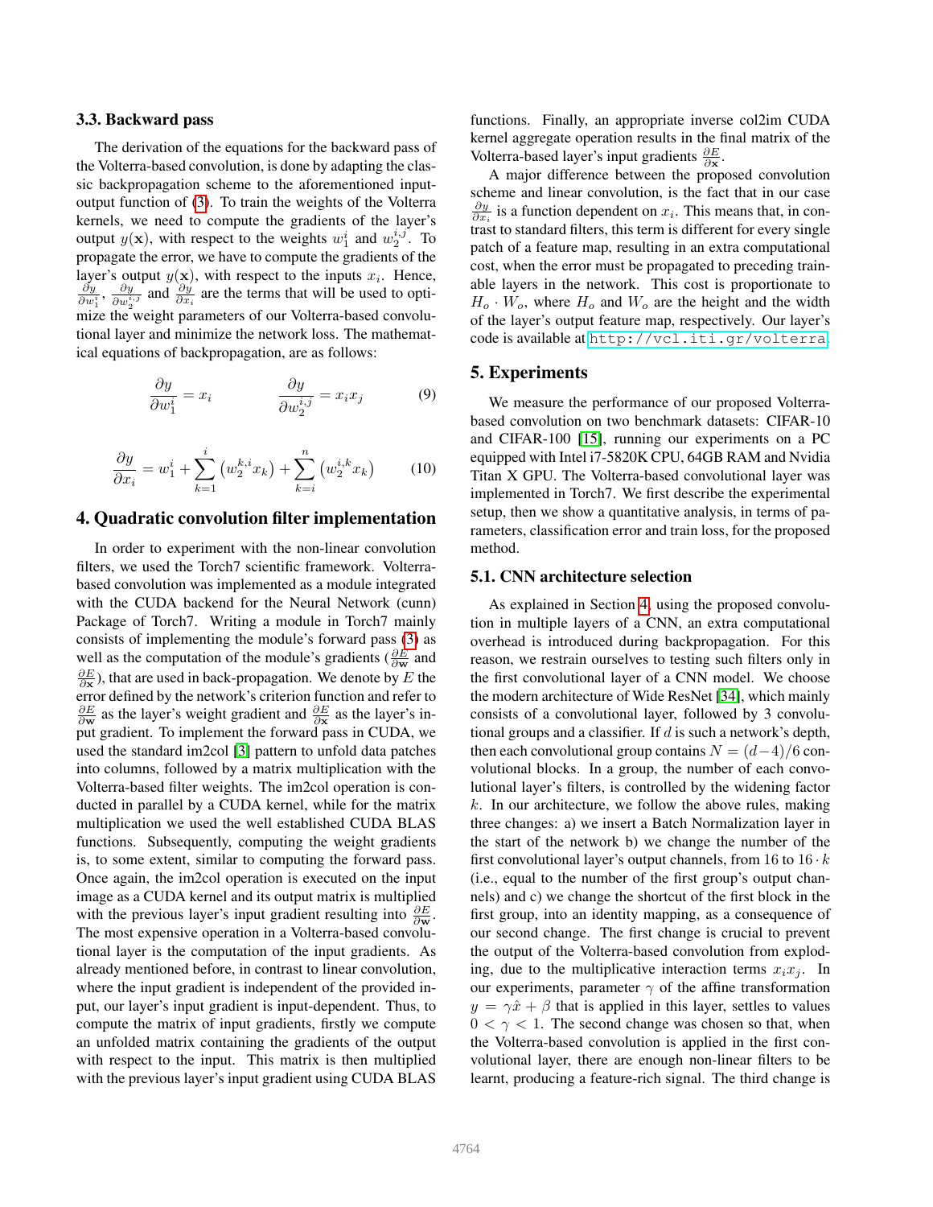### 3.3. Backward pass

The derivation of the equations for the backward pass of the Volterra-based convolution, is done by adapting the classic backpropagation scheme to the aforementioned input-output function of (3). To train the weights of the Volterra kernels, we need to compute the gradients of the layer's output $y(\mathbf{x})$, with respect to the weights $w_1^i$ and $w_2^{i,j}$. To propagate the error, we have to compute the gradients of the layer's output $y(\mathbf{x})$, with respect to the inputs $x_i$. Hence, $\frac{\partial y}{\partial w_1^i}$, $\frac{\partial y}{\partial w_2^{i,j}}$ and $\frac{\partial y}{\partial x_i}$ are the terms that will be used to optimize the weight parameters of our Volterra-based convolutional layer and minimize the network loss. The mathematical equations of backpropagation, are as follows:

$$\frac{\partial y}{\partial w_1^i} = x_i \qquad \frac{\partial y}{\partial w_2^{i,j}} = x_i x_j \tag{9}$$

$$\frac{\partial y}{\partial x_i} = w_1^i + \sum_{k=1}^{i} \left( w_2^{k,i} x_k \right) + \sum_{k=i}^{n} \left( w_2^{i,k} x_k \right) \tag{10}$$

## 4. Quadratic convolution filter implementation

In order to experiment with the non-linear convolution filters, we used the Torch7 scientific framework. Volterra-based convolution was implemented as a module integrated with the CUDA backend for the Neural Network (cunn) Package of Torch7. Writing a module in Torch7 mainly consists of implementing the module's forward pass (3) as well as the computation of the module's gradients ($\frac{\partial E}{\partial \mathbf{w}}$ and $\frac{\partial E}{\partial \mathbf{x}}$), that are used in back-propagation. We denote by $E$ the error defined by the network's criterion function and refer to $\frac{\partial E}{\partial \mathbf{w}}$ as the layer's weight gradient and $\frac{\partial E}{\partial \mathbf{x}}$ as the layer's input gradient. To implement the forward pass in CUDA, we used the standard im2col [3] pattern to unfold data patches into columns, followed by a matrix multiplication with the Volterra-based filter weights. The im2col operation is conducted in parallel by a CUDA kernel, while for the matrix multiplication we used the well established CUDA BLAS functions. Subsequently, computing the weight gradients is, to some extent, similar to computing the forward pass. Once again, the im2col operation is executed on the input image as a CUDA kernel and its output matrix is multiplied with the previous layer's input gradient resulting into $\frac{\partial E}{\partial \mathbf{w}}$. The most expensive operation in a Volterra-based convolutional layer is the computation of the input gradients. As already mentioned before, in contrast to linear convolution, where the input gradient is independent of the provided input, our layer's input gradient is input-dependent. Thus, to compute the matrix of input gradients, firstly we compute an unfolded matrix containing the gradients of the output with respect to the input. This matrix is then multiplied with the previous layer's input gradient using CUDA BLAS functions. Finally, an appropriate inverse col2im CUDA kernel aggregate operation results in the final matrix of the Volterra-based layer's input gradients $\frac{\partial E}{\partial \mathbf{x}}$.

A major difference between the proposed convolution scheme and linear convolution, is the fact that in our case $\frac{\partial y}{\partial x_i}$ is a function dependent on $x_i$. This means that, in contrast to standard filters, this term is different for every single patch of a feature map, resulting in an extra computational cost, when the error must be propagated to preceding trainable layers in the network. This cost is proportionate to $H_o \cdot W_o$, where $H_o$ and $W_o$ are the height and the width of the layer's output feature map, respectively. Our layer's code is available at http://vcl.iti.gr/volterra.

## 5. Experiments

We measure the performance of our proposed Volterra-based convolution on two benchmark datasets: CIFAR-10 and CIFAR-100 [15], running our experiments on a PC equipped with Intel i7-5820K CPU, 64GB RAM and Nvidia Titan X GPU. The Volterra-based convolutional layer was implemented in Torch7. We first describe the experimental setup, then we show a quantitative analysis, in terms of parameters, classification error and train loss, for the proposed method.

### 5.1. CNN architecture selection

As explained in Section 4, using the proposed convolution in multiple layers of a CNN, an extra computational overhead is introduced during backpropagation. For this reason, we restrain ourselves to testing such filters only in the first convolutional layer of a CNN model. We choose the modern architecture of Wide ResNet [34], which mainly consists of a convolutional layer, followed by 3 convolutional groups and a classifier. If $d$ is such a network's depth, then each convolutional group contains $N = (d-4)/6$ convolutional blocks. In a group, the number of each convolutional layer's filters, is controlled by the widening factor $k$. In our architecture, we follow the above rules, making three changes: a) we insert a Batch Normalization layer in the start of the network b) we change the number of the first convolutional layer's output channels, from 16 to $16 \cdot k$ (i.e., equal to the number of the first group's output channels) and c) we change the shortcut of the first block in the first group, into an identity mapping, as a consequence of our second change. The first change is crucial to prevent the output of the Volterra-based convolution from exploding, due to the multiplicative interaction terms $x_i x_j$. In our experiments, parameter $\gamma$ of the affine transformation $y = \gamma \hat{x} + \beta$ that is applied in this layer, settles to values $0 < \gamma < 1$. The second change was chosen so that, when the Volterra-based convolution is applied in the first convolutional layer, there are enough non-linear filters to be learnt, producing a feature-rich signal. The third change is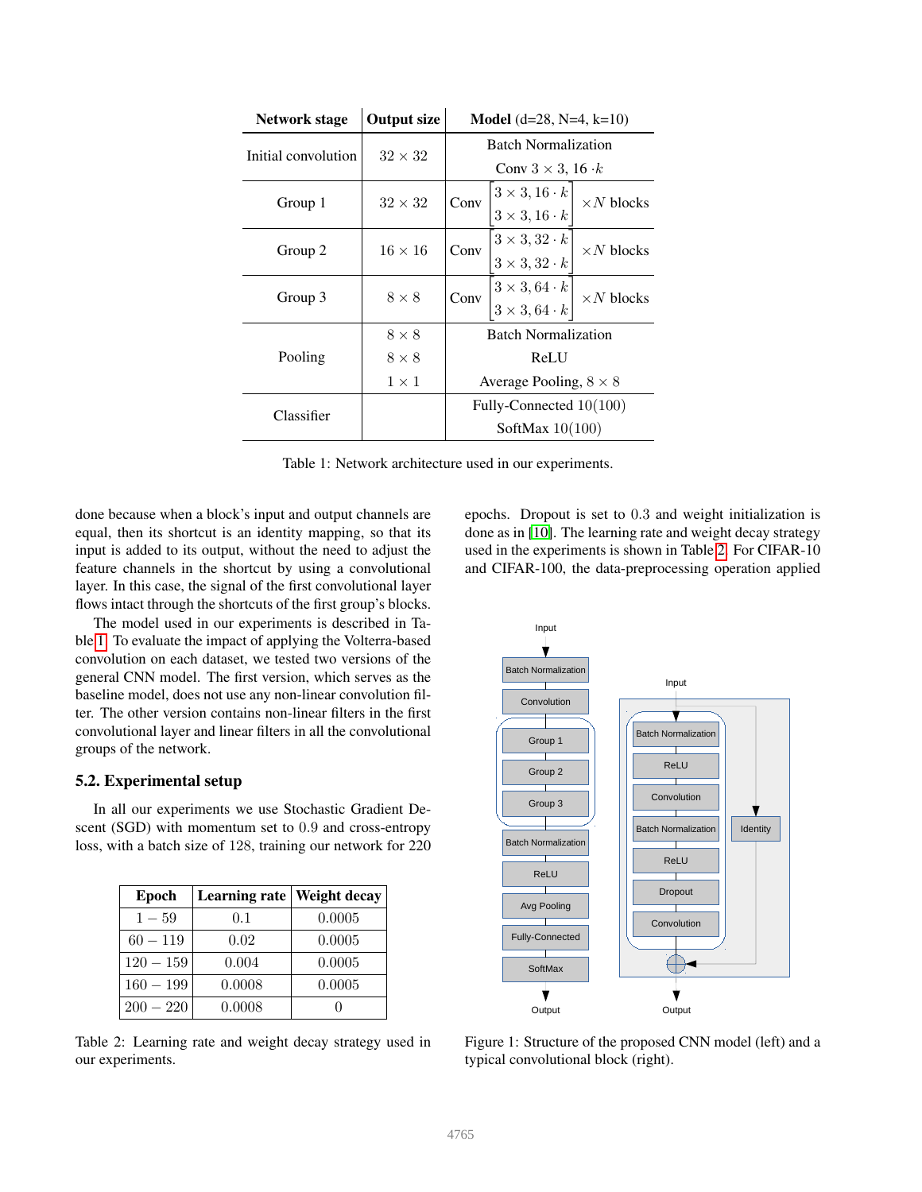| Network stage | Output size | Model (d=28, N=4, k=10) |
|---|---|---|
| Initial convolution | $32 \times 32$ | Batch Normalization<br>Conv $3 \times 3$, $16 \cdot k$ |
| Group 1 | $32 \times 32$ | Conv $\begin{bmatrix} 3 \times 3, 16 \cdot k \\ 3 \times 3, 16 \cdot k \end{bmatrix}$ $\times N$ blocks |
| Group 2 | $16 \times 16$ | Conv $\begin{bmatrix} 3 \times 3, 32 \cdot k \\ 3 \times 3, 32 \cdot k \end{bmatrix}$ $\times N$ blocks |
| Group 3 | $8 \times 8$ | Conv $\begin{bmatrix} 3 \times 3, 64 \cdot k \\ 3 \times 3, 64 \cdot k \end{bmatrix}$ $\times N$ blocks |
| Pooling | $8 \times 8$<br>$8 \times 8$<br>$1 \times 1$ | Batch Normalization<br>ReLU<br>Average Pooling, $8 \times 8$ |
| Classifier | | Fully-Connected $10(100)$<br>SoftMax $10(100)$ |

Table 1: Network architecture used in our experiments.

done because when a block's input and output channels are equal, then its shortcut is an identity mapping, so that its input is added to its output, without the need to adjust the feature channels in the shortcut by using a convolutional layer. In this case, the signal of the first convolutional layer flows intact through the shortcuts of the first group's blocks.

The model used in our experiments is described in Table 1. To evaluate the impact of applying the Volterra-based convolution on each dataset, we tested two versions of the general CNN model. The first version, which serves as the baseline model, does not use any non-linear convolution filter. The other version contains non-linear filters in the first convolutional layer and linear filters in all the convolutional groups of the network.

### 5.2. Experimental setup

In all our experiments we use Stochastic Gradient Descent (SGD) with momentum set to 0.9 and cross-entropy loss, with a batch size of 128, training our network for 220 epochs. Dropout is set to 0.3 and weight initialization is done as in [10]. The learning rate and weight decay strategy used in the experiments is shown in Table 2. For CIFAR-10 and CIFAR-100, the data-preprocessing operation applied

| Epoch | Learning rate | Weight decay |
|---|---|---|
| $1-59$ | 0.1 | 0.0005 |
| $60-119$ | 0.02 | 0.0005 |
| $120-159$ | 0.004 | 0.0005 |
| $160-199$ | 0.0008 | 0.0005 |
| $200-220$ | 0.0008 | 0 |

Table 2: Learning rate and weight decay strategy used in our experiments.

Figure 1: Structure of the proposed CNN model (left) and a typical convolutional block (right).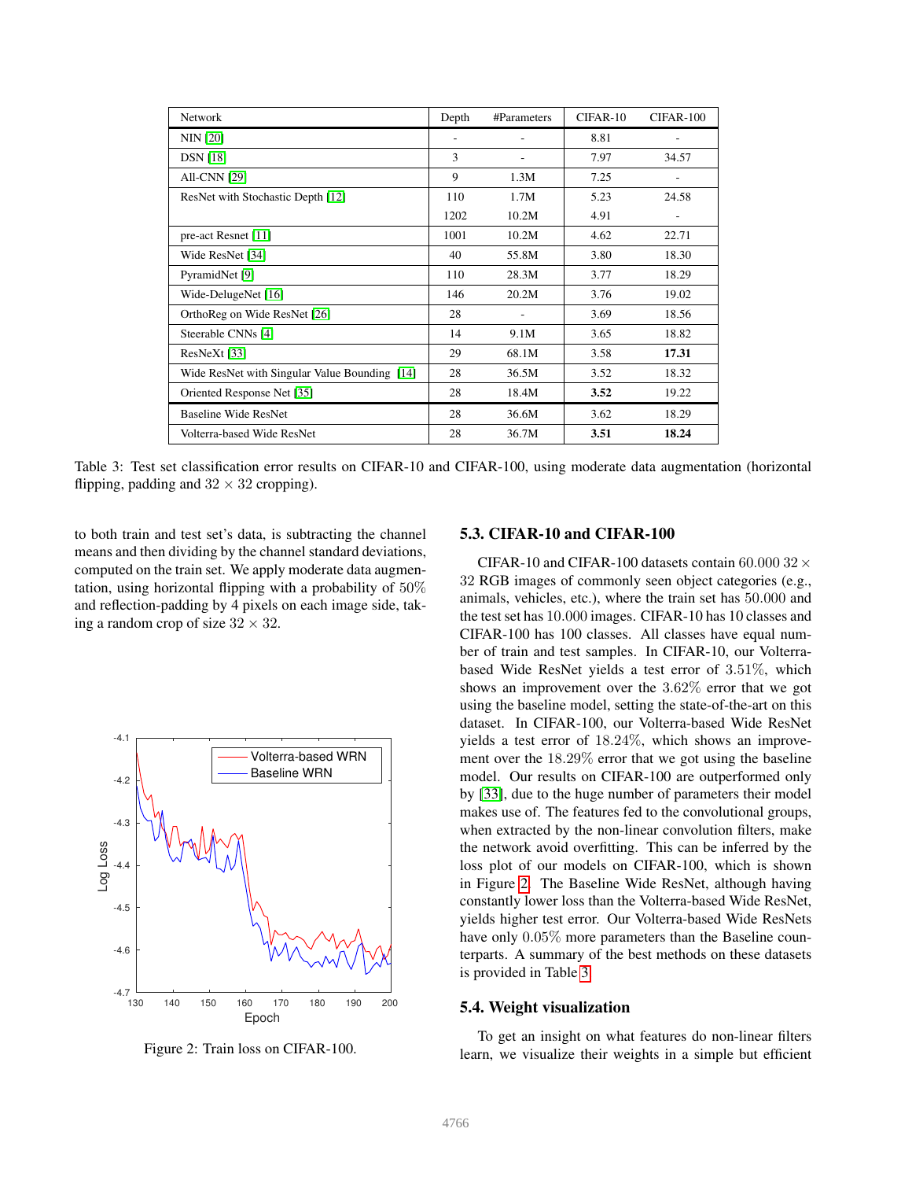| Network | Depth | #Parameters | CIFAR-10 | CIFAR-100 |
|---|---|---|---|---|
| NIN [20] | - | - | 8.81 | - |
| DSN [18] | 3 | - | 7.97 | 34.57 |
| All-CNN [29] | 9 | 1.3M | 7.25 | - |
| ResNet with Stochastic Depth [12] | 110 | 1.7M | 5.23 | 24.58 |
| | 1202 | 10.2M | 4.91 | - |
| pre-act Resnet [11] | 1001 | 10.2M | 4.62 | 22.71 |
| Wide ResNet [34] | 40 | 55.8M | 3.80 | 18.30 |
| PyramidNet [9] | 110 | 28.3M | 3.77 | 18.29 |
| Wide-DelugeNet [16] | 146 | 20.2M | 3.76 | 19.02 |
| OrthoReg on Wide ResNet [26] | 28 | - | 3.69 | 18.56 |
| Steerable CNNs [4] | 14 | 9.1M | 3.65 | 18.82 |
| ResNeXt [33] | 29 | 68.1M | 3.58 | **17.31** |
| Wide ResNet with Singular Value Bounding [14] | 28 | 36.5M | 3.52 | 18.32 |
| Oriented Response Net [35] | 28 | 18.4M | **3.52** | 19.22 |
| Baseline Wide ResNet | 28 | 36.6M | 3.62 | 18.29 |
| Volterra-based Wide ResNet | 28 | 36.7M | **3.51** | **18.24** |

Table 3: Test set classification error results on CIFAR-10 and CIFAR-100, using moderate data augmentation (horizontal flipping, padding and $32 \times 32$ cropping).

to both train and test set's data, is subtracting the channel means and then dividing by the channel standard deviations, computed on the train set. We apply moderate data augmentation, using horizontal flipping with a probability of $50\%$ and reflection-padding by 4 pixels on each image side, taking a random crop of size $32 \times 32$.

Figure 2: Train loss on CIFAR-100.

### 5.3. CIFAR-10 and CIFAR-100

CIFAR-10 and CIFAR-100 datasets contain $60.000$ $32 \times 32$ RGB images of commonly seen object categories (e.g., animals, vehicles, etc.), where the train set has $50.000$ and the test set has $10.000$ images. CIFAR-10 has 10 classes and CIFAR-100 has 100 classes. All classes have equal number of train and test samples. In CIFAR-10, our Volterra-based Wide ResNet yields a test error of $3.51\%$, which shows an improvement over the $3.62\%$ error that we got using the baseline model, setting the state-of-the-art on this dataset. In CIFAR-100, our Volterra-based Wide ResNet yields a test error of $18.24\%$, which shows an improvement over the $18.29\%$ error that we got using the baseline model. Our results on CIFAR-100 are outperformed only by [33], due to the huge number of parameters their model makes use of. The features fed to the convolutional groups, when extracted by the non-linear convolution filters, make the network avoid overfitting. This can be inferred by the loss plot of our models on CIFAR-100, which is shown in Figure 2. The Baseline Wide ResNet, although having constantly lower loss than the Volterra-based Wide ResNet, yields higher test error. Our Volterra-based Wide ResNets have only $0.05\%$ more parameters than the Baseline counterparts. A summary of the best methods on these datasets is provided in Table 3.

### 5.4. Weight visualization

To get an insight on what features do non-linear filters learn, we visualize their weights in a simple but efficient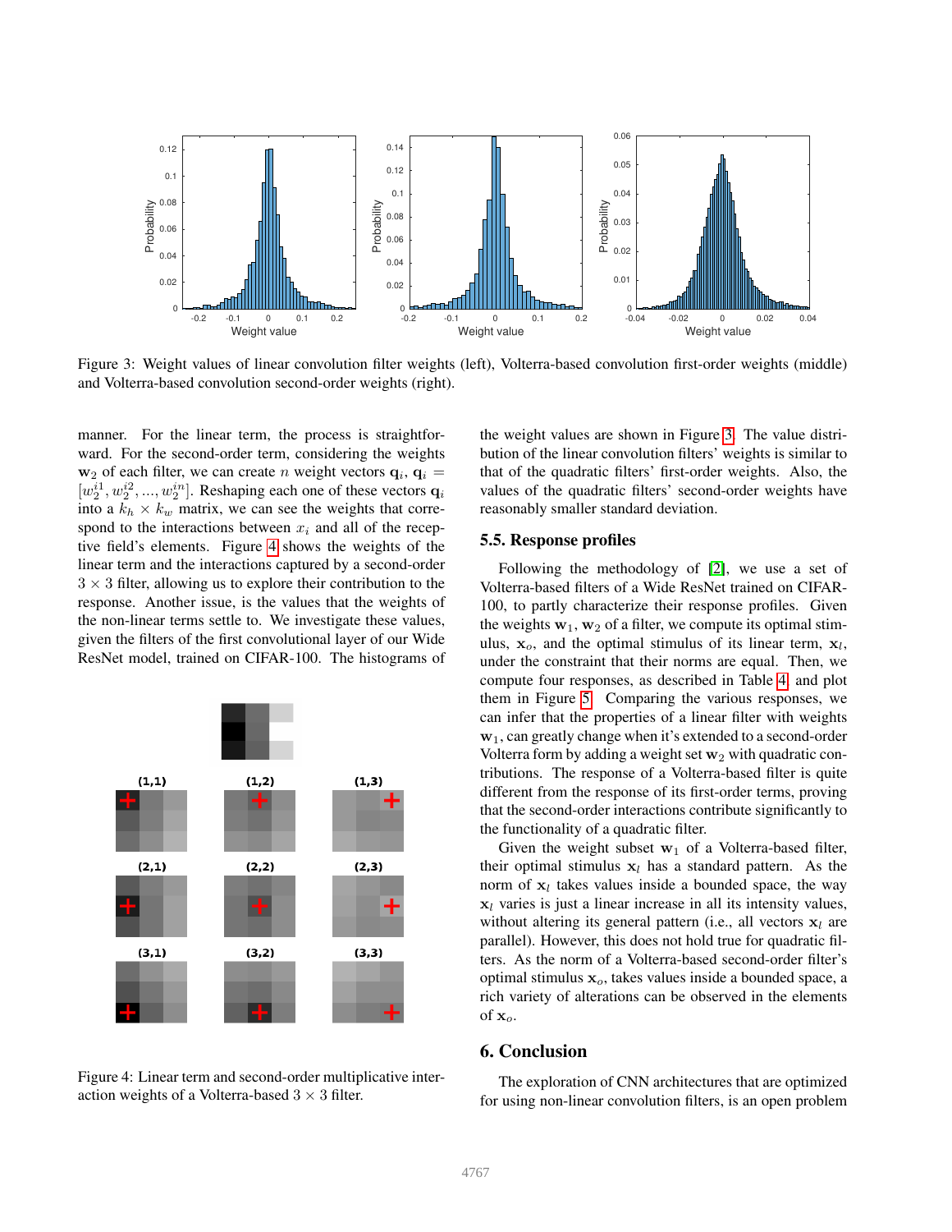Figure 3: Weight values of linear convolution filter weights (left), Volterra-based convolution first-order weights (middle) and Volterra-based convolution second-order weights (right).

manner. For the linear term, the process is straightforward. For the second-order term, considering the weights $\mathbf{w}_2$ of each filter, we can create $n$ weight vectors $\mathbf{q}_i$, $\mathbf{q}_i = [w_2^{i1}, w_2^{i2}, ..., w_2^{in}]$. Reshaping each one of these vectors $\mathbf{q}_i$ into a $k_h \times k_w$ matrix, we can see the weights that correspond to the interactions between $x_i$ and all of the receptive field's elements. Figure 4 shows the weights of the linear term and the interactions captured by a second-order $3 \times 3$ filter, allowing us to explore their contribution to the response. Another issue, is the values that the weights of the non-linear terms settle to. We investigate these values, given the filters of the first convolutional layer of our Wide ResNet model, trained on CIFAR-100. The histograms of the weight values are shown in Figure 3. The value distribution of the linear convolution filters' weights is similar to that of the quadratic filters' first-order weights. Also, the values of the quadratic filters' second-order weights have reasonably smaller standard deviation.

Figure 4: Linear term and second-order multiplicative interaction weights of a Volterra-based $3 \times 3$ filter.

## 5.5. Response profiles

Following the methodology of [2], we use a set of Volterra-based filters of a Wide ResNet trained on CIFAR-100, to partly characterize their response profiles. Given the weights $\mathbf{w}_1$, $\mathbf{w}_2$ of a filter, we compute its optimal stimulus, $\mathbf{x}_o$, and the optimal stimulus of its linear term, $\mathbf{x}_l$, under the constraint that their norms are equal. Then, we compute four responses, as described in Table 4 and plot them in Figure 5. Comparing the various responses, we can infer that the properties of a linear filter with weights $\mathbf{w}_1$, can greatly change when it's extended to a second-order Volterra form by adding a weight set $\mathbf{w}_2$ with quadratic contributions. The response of a Volterra-based filter is quite different from the response of its first-order terms, proving that the second-order interactions contribute significantly to the functionality of a quadratic filter.

Given the weight subset $\mathbf{w}_1$ of a Volterra-based filter, their optimal stimulus $\mathbf{x}_l$ has a standard pattern. As the norm of $\mathbf{x}_l$ takes values inside a bounded space, the way $\mathbf{x}_l$ varies is just a linear increase in all its intensity values, without altering its general pattern (i.e., all vectors $\mathbf{x}_l$ are parallel). However, this does not hold true for quadratic filters. As the norm of a Volterra-based second-order filter's optimal stimulus $\mathbf{x}_o$, takes values inside a bounded space, a rich variety of alterations can be observed in the elements of $\mathbf{x}_o$.

# 6. Conclusion

The exploration of CNN architectures that are optimized for using non-linear convolution filters, is an open problem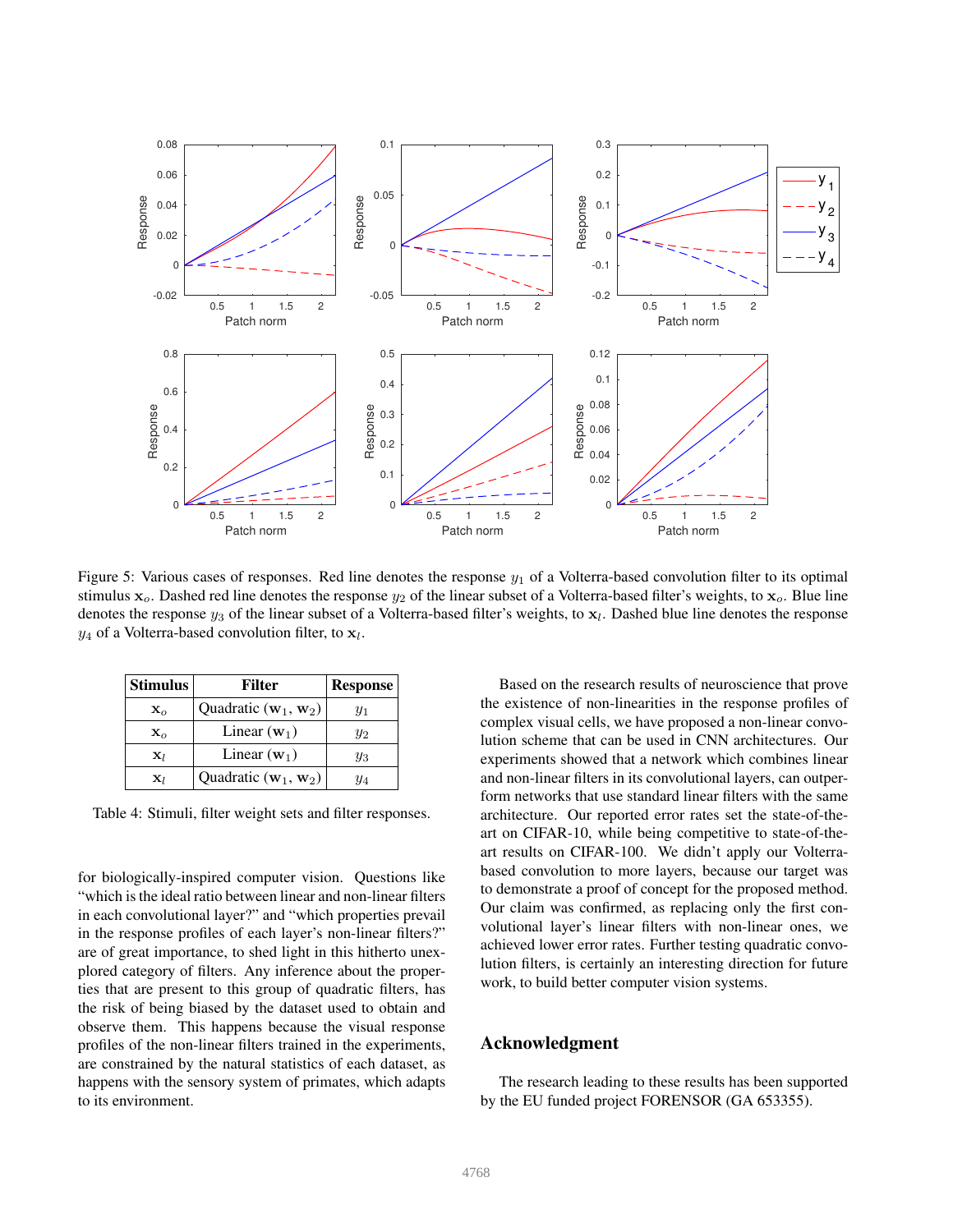Figure 5: Various cases of responses. Red line denotes the response $y_1$ of a Volterra-based convolution filter to its optimal stimulus $\mathbf{x}_o$. Dashed red line denotes the response $y_2$ of the linear subset of a Volterra-based filter's weights, to $\mathbf{x}_o$. Blue line denotes the response $y_3$ of the linear subset of a Volterra-based filter's weights, to $\mathbf{x}_l$. Dashed blue line denotes the response $y_4$ of a Volterra-based convolution filter, to $\mathbf{x}_l$.

| Stimulus | Filter | Response |
|---|---|---|
| $\mathbf{x}_o$ | Quadratic $(\mathbf{w}_1, \mathbf{w}_2)$ | $y_1$ |
| $\mathbf{x}_o$ | Linear $(\mathbf{w}_1)$ | $y_2$ |
| $\mathbf{x}_l$ | Linear $(\mathbf{w}_1)$ | $y_3$ |
| $\mathbf{x}_l$ | Quadratic $(\mathbf{w}_1, \mathbf{w}_2)$ | $y_4$ |

Table 4: Stimuli, filter weight sets and filter responses.

for biologically-inspired computer vision. Questions like "which is the ideal ratio between linear and non-linear filters in each convolutional layer?" and "which properties prevail in the response profiles of each layer's non-linear filters?" are of great importance, to shed light in this hitherto unexplored category of filters. Any inference about the properties that are present to this group of quadratic filters, has the risk of being biased by the dataset used to obtain and observe them. This happens because the visual response profiles of the non-linear filters trained in the experiments, are constrained by the natural statistics of each dataset, as happens with the sensory system of primates, which adapts to its environment.

Based on the research results of neuroscience that prove the existence of non-linearities in the response profiles of complex visual cells, we have proposed a non-linear convolution scheme that can be used in CNN architectures. Our experiments showed that a network which combines linear and non-linear filters in its convolutional layers, can outperform networks that use standard linear filters with the same architecture. Our reported error rates set the state-of-the-art on CIFAR-10, while being competitive to state-of-the-art results on CIFAR-100. We didn't apply our Volterra-based convolution to more layers, because our target was to demonstrate a proof of concept for the proposed method. Our claim was confirmed, as replacing only the first convolutional layer's linear filters with non-linear ones, we achieved lower error rates. Further testing quadratic convolution filters, is certainly an interesting direction for future work, to build better computer vision systems.

## Acknowledgment

The research leading to these results has been supported by the EU funded project FORENSOR (GA 653355).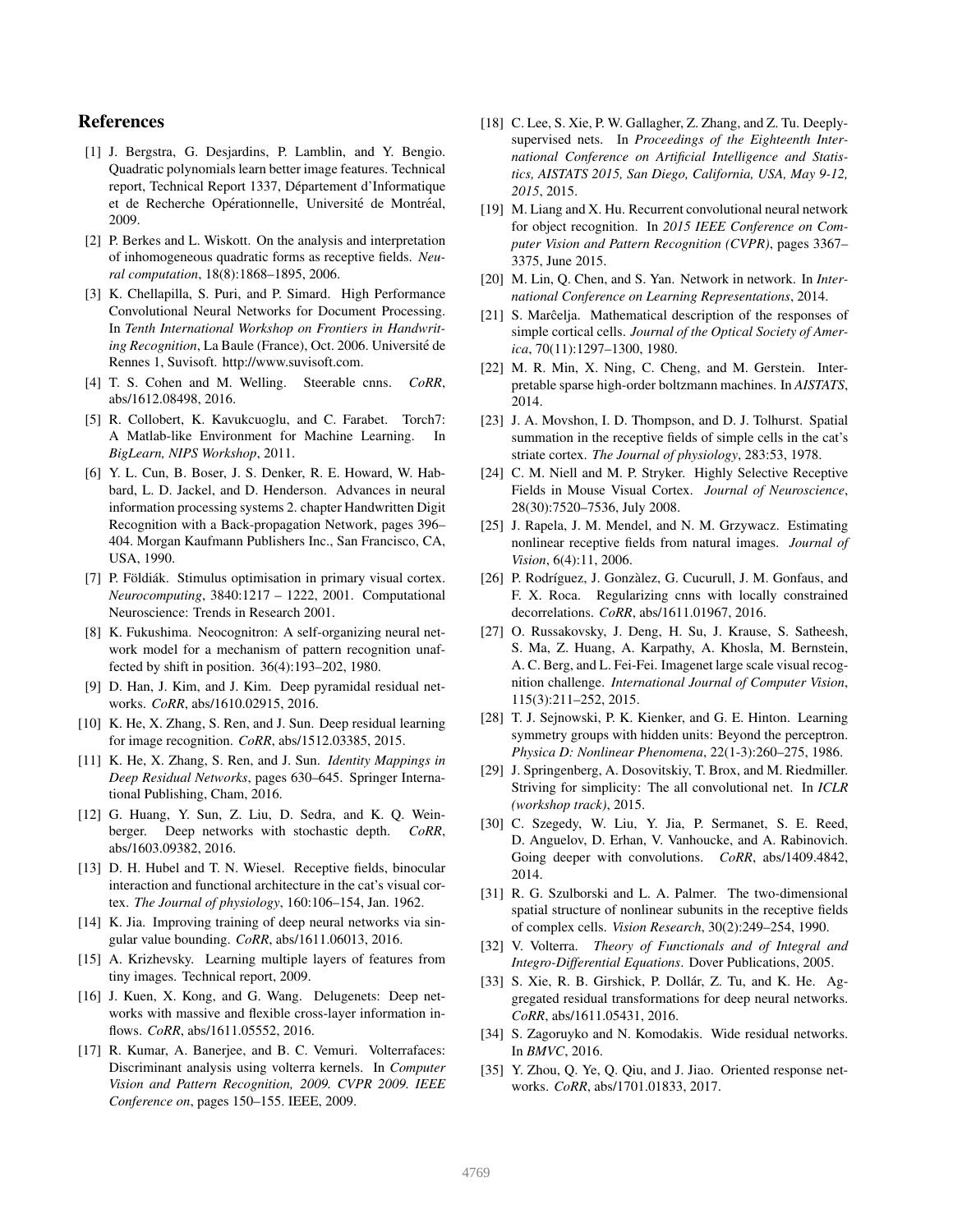# References

[1] J. Bergstra, G. Desjardins, P. Lamblin, and Y. Bengio. Quadratic polynomials learn better image features. Technical report, Technical Report 1337, Département d'Informatique et de Recherche Opérationnelle, Université de Montréal, 2009.

[2] P. Berkes and L. Wiskott. On the analysis and interpretation of inhomogeneous quadratic forms as receptive fields. *Neural computation*, 18(8):1868–1895, 2006.

[3] K. Chellapilla, S. Puri, and P. Simard. High Performance Convolutional Neural Networks for Document Processing. In *Tenth International Workshop on Frontiers in Handwriting Recognition*, La Baule (France), Oct. 2006. Université de Rennes 1, Suvisoft. http://www.suvisoft.com.

[4] T. S. Cohen and M. Welling. Steerable cnns. *CoRR*, abs/1612.08498, 2016.

[5] R. Collobert, K. Kavukcuoglu, and C. Farabet. Torch7: A Matlab-like Environment for Machine Learning. In *BigLearn, NIPS Workshop*, 2011.

[6] Y. L. Cun, B. Boser, J. S. Denker, R. E. Howard, W. Habbard, L. D. Jackel, and D. Henderson. Advances in neural information processing systems 2. chapter Handwritten Digit Recognition with a Back-propagation Network, pages 396–404. Morgan Kaufmann Publishers Inc., San Francisco, CA, USA, 1990.

[7] P. Földiák. Stimulus optimisation in primary visual cortex. *Neurocomputing*, 3840:1217 – 1222, 2001. Computational Neuroscience: Trends in Research 2001.

[8] K. Fukushima. Neocognitron: A self-organizing neural network model for a mechanism of pattern recognition unaffected by shift in position. 36(4):193–202, 1980.

[9] D. Han, J. Kim, and J. Kim. Deep pyramidal residual networks. *CoRR*, abs/1610.02915, 2016.

[10] K. He, X. Zhang, S. Ren, and J. Sun. Deep residual learning for image recognition. *CoRR*, abs/1512.03385, 2015.

[11] K. He, X. Zhang, S. Ren, and J. Sun. *Identity Mappings in Deep Residual Networks*, pages 630–645. Springer International Publishing, Cham, 2016.

[12] G. Huang, Y. Sun, Z. Liu, D. Sedra, and K. Q. Weinberger. Deep networks with stochastic depth. *CoRR*, abs/1603.09382, 2016.

[13] D. H. Hubel and T. N. Wiesel. Receptive fields, binocular interaction and functional architecture in the cat's visual cortex. *The Journal of physiology*, 160:106–154, Jan. 1962.

[14] K. Jia. Improving training of deep neural networks via singular value bounding. *CoRR*, abs/1611.06013, 2016.

[15] A. Krizhevsky. Learning multiple layers of features from tiny images. Technical report, 2009.

[16] J. Kuen, X. Kong, and G. Wang. Delugenets: Deep networks with massive and flexible cross-layer information inflows. *CoRR*, abs/1611.05552, 2016.

[17] R. Kumar, A. Banerjee, and B. C. Vemuri. Volterrafaces: Discriminant analysis using volterra kernels. In *Computer Vision and Pattern Recognition, 2009. CVPR 2009. IEEE Conference on*, pages 150–155. IEEE, 2009.

[18] C. Lee, S. Xie, P. W. Gallagher, Z. Zhang, and Z. Tu. Deeply-supervised nets. In *Proceedings of the Eighteenth International Conference on Artificial Intelligence and Statistics, AISTATS 2015, San Diego, California, USA, May 9-12, 2015*, 2015.

[19] M. Liang and X. Hu. Recurrent convolutional neural network for object recognition. In *2015 IEEE Conference on Computer Vision and Pattern Recognition (CVPR)*, pages 3367–3375, June 2015.

[20] M. Lin, Q. Chen, and S. Yan. Network in network. In *International Conference on Learning Representations*, 2014.

[21] S. Marĉelja. Mathematical description of the responses of simple cortical cells. *Journal of the Optical Society of America*, 70(11):1297–1300, 1980.

[22] M. R. Min, X. Ning, C. Cheng, and M. Gerstein. Interpretable sparse high-order boltzmann machines. In *AISTATS*, 2014.

[23] J. A. Movshon, I. D. Thompson, and D. J. Tolhurst. Spatial summation in the receptive fields of simple cells in the cat's striate cortex. *The Journal of physiology*, 283:53, 1978.

[24] C. M. Niell and M. P. Stryker. Highly Selective Receptive Fields in Mouse Visual Cortex. *Journal of Neuroscience*, 28(30):7520–7536, July 2008.

[25] J. Rapela, J. M. Mendel, and N. M. Grzywacz. Estimating nonlinear receptive fields from natural images. *Journal of Vision*, 6(4):11, 2006.

[26] P. Rodríguez, J. Gonzàlez, G. Cucurull, J. M. Gonfaus, and F. X. Roca. Regularizing cnns with locally constrained decorrelations. *CoRR*, abs/1611.01967, 2016.

[27] O. Russakovsky, J. Deng, H. Su, J. Krause, S. Satheesh, S. Ma, Z. Huang, A. Karpathy, A. Khosla, M. Bernstein, A. C. Berg, and L. Fei-Fei. Imagenet large scale visual recognition challenge. *International Journal of Computer Vision*, 115(3):211–252, 2015.

[28] T. J. Sejnowski, P. K. Kienker, and G. E. Hinton. Learning symmetry groups with hidden units: Beyond the perceptron. *Physica D: Nonlinear Phenomena*, 22(1-3):260–275, 1986.

[29] J. Springenberg, A. Dosovitskiy, T. Brox, and M. Riedmiller. Striving for simplicity: The all convolutional net. In *ICLR (workshop track)*, 2015.

[30] C. Szegedy, W. Liu, Y. Jia, P. Sermanet, S. E. Reed, D. Anguelov, D. Erhan, V. Vanhoucke, and A. Rabinovich. Going deeper with convolutions. *CoRR*, abs/1409.4842, 2014.

[31] R. G. Szulborski and L. A. Palmer. The two-dimensional spatial structure of nonlinear subunits in the receptive fields of complex cells. *Vision Research*, 30(2):249–254, 1990.

[32] V. Volterra. *Theory of Functionals and of Integral and Integro-Differential Equations*. Dover Publications, 2005.

[33] S. Xie, R. B. Girshick, P. Dollár, Z. Tu, and K. He. Aggregated residual transformations for deep neural networks. *CoRR*, abs/1611.05431, 2016.

[34] S. Zagoruyko and N. Komodakis. Wide residual networks. In *BMVC*, 2016.

[35] Y. Zhou, Q. Ye, Q. Qiu, and J. Jiao. Oriented response networks. *CoRR*, abs/1701.01833, 2017.